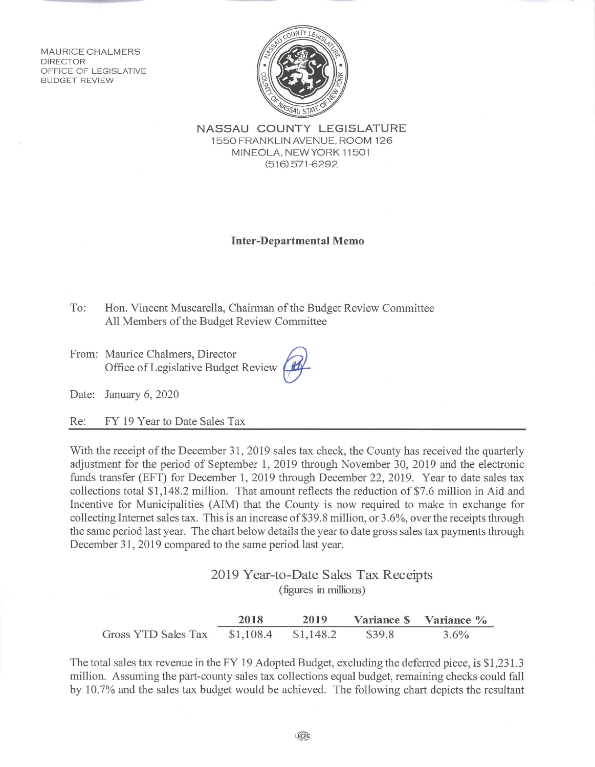MAURICE CHALMERS
DIRECTOR
OFFICE OF LEGISLATIVE
BUDGET REVIEW

NASSAU COUNTY LEGISLATURE
1550 FRANKLIN AVENUE, ROOM 126
MINEOLA, NEW YORK 11501
(516) 571-6292

**Inter-Departmental Memo**

To: Hon. Vincent Muscarella, Chairman of the Budget Review Committee
All Members of the Budget Review Committee

From: Maurice Chalmers, Director
Office of Legislative Budget Review

Date: January 6, 2020

Re: FY 19 Year to Date Sales Tax

---

With the receipt of the December 31, 2019 sales tax check, the County has received the quarterly adjustment for the period of September 1, 2019 through November 30, 2019 and the electronic funds transfer (EFT) for December 1, 2019 through December 22, 2019. Year to date sales tax collections total $1,148.2 million. That amount reflects the reduction of $7.6 million in Aid and Incentive for Municipalities (AIM) that the County is now required to make in exchange for collecting Internet sales tax. This is an increase of $39.8 million, or 3.6%, over the receipts through the same period last year. The chart below details the year to date gross sales tax payments through December 31, 2019 compared to the same period last year.

2019 Year-to-Date Sales Tax Receipts
(figures in millions)

| | 2018 | 2019 | Variance $ | Variance % |
|---|---|---|---|---|
| Gross YTD Sales Tax | $1,108.4 | $1,148.2 | $39.8 | 3.6% |

The total sales tax revenue in the FY 19 Adopted Budget, excluding the deferred piece, is $1,231.3 million. Assuming the part-county sales tax collections equal budget, remaining checks could fall by 10.7% and the sales tax budget would be achieved. The following chart depicts the resultant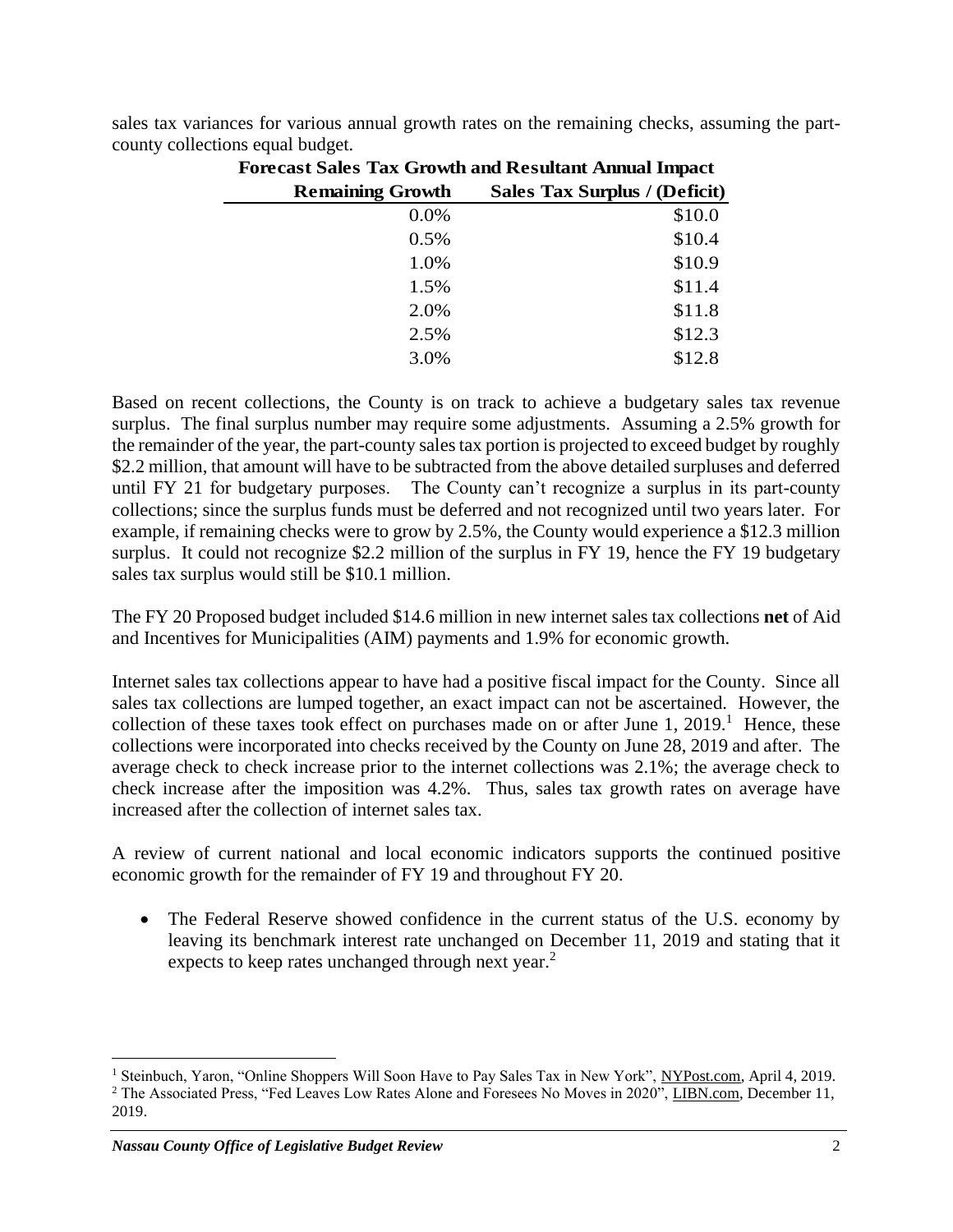sales tax variances for various annual growth rates on the remaining checks, assuming the part-county collections equal budget.

**Forecast Sales Tax Growth and Resultant Annual Impact**

| Remaining Growth | Sales Tax Surplus / (Deficit) |
|---|---|
| 0.0% | $10.0 |
| 0.5% | $10.4 |
| 1.0% | $10.9 |
| 1.5% | $11.4 |
| 2.0% | $11.8 |
| 2.5% | $12.3 |
| 3.0% | $12.8 |

Based on recent collections, the County is on track to achieve a budgetary sales tax revenue surplus. The final surplus number may require some adjustments. Assuming a 2.5% growth for the remainder of the year, the part-county sales tax portion is projected to exceed budget by roughly $2.2 million, that amount will have to be subtracted from the above detailed surpluses and deferred until FY 21 for budgetary purposes. The County can't recognize a surplus in its part-county collections; since the surplus funds must be deferred and not recognized until two years later. For example, if remaining checks were to grow by 2.5%, the County would experience a $12.3 million surplus. It could not recognize $2.2 million of the surplus in FY 19, hence the FY 19 budgetary sales tax surplus would still be $10.1 million.

The FY 20 Proposed budget included $14.6 million in new internet sales tax collections **net** of Aid and Incentives for Municipalities (AIM) payments and 1.9% for economic growth.

Internet sales tax collections appear to have had a positive fiscal impact for the County. Since all sales tax collections are lumped together, an exact impact can not be ascertained. However, the collection of these taxes took effect on purchases made on or after June 1, 2019.[1] Hence, these collections were incorporated into checks received by the County on June 28, 2019 and after. The average check to check increase prior to the internet collections was 2.1%; the average check to check increase after the imposition was 4.2%. Thus, sales tax growth rates on average have increased after the collection of internet sales tax.

A review of current national and local economic indicators supports the continued positive economic growth for the remainder of FY 19 and throughout FY 20.

- The Federal Reserve showed confidence in the current status of the U.S. economy by leaving its benchmark interest rate unchanged on December 11, 2019 and stating that it expects to keep rates unchanged through next year.[2]

---

[1] Steinbuch, Yaron, "Online Shoppers Will Soon Have to Pay Sales Tax in New York", NYPost.com, April 4, 2019.

[2] The Associated Press, "Fed Leaves Low Rates Alone and Foresees No Moves in 2020", LIBN.com, December 11, 2019.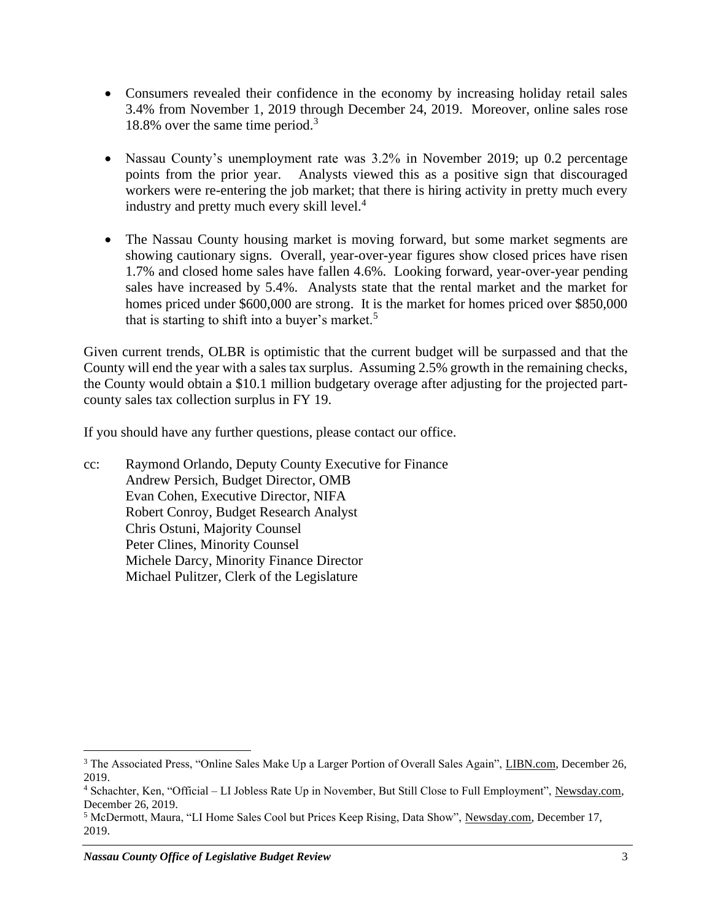- Consumers revealed their confidence in the economy by increasing holiday retail sales 3.4% from November 1, 2019 through December 24, 2019. Moreover, online sales rose 18.8% over the same time period.[3]

- Nassau County's unemployment rate was 3.2% in November 2019; up 0.2 percentage points from the prior year. Analysts viewed this as a positive sign that discouraged workers were re-entering the job market; that there is hiring activity in pretty much every industry and pretty much every skill level.[4]

- The Nassau County housing market is moving forward, but some market segments are showing cautionary signs. Overall, year-over-year figures show closed prices have risen 1.7% and closed home sales have fallen 4.6%. Looking forward, year-over-year pending sales have increased by 5.4%. Analysts state that the rental market and the market for homes priced under $600,000 are strong. It is the market for homes priced over $850,000 that is starting to shift into a buyer's market.[5]

Given current trends, OLBR is optimistic that the current budget will be surpassed and that the County will end the year with a sales tax surplus. Assuming 2.5% growth in the remaining checks, the County would obtain a $10.1 million budgetary overage after adjusting for the projected part-county sales tax collection surplus in FY 19.

If you should have any further questions, please contact our office.

cc: Raymond Orlando, Deputy County Executive for Finance
Andrew Persich, Budget Director, OMB
Evan Cohen, Executive Director, NIFA
Robert Conroy, Budget Research Analyst
Chris Ostuni, Majority Counsel
Peter Clines, Minority Counsel
Michele Darcy, Minority Finance Director
Michael Pulitzer, Clerk of the Legislature

---

[3] The Associated Press, "Online Sales Make Up a Larger Portion of Overall Sales Again", LIBN.com, December 26, 2019.

[4] Schachter, Ken, "Official – LI Jobless Rate Up in November, But Still Close to Full Employment", Newsday.com, December 26, 2019.

[5] McDermott, Maura, "LI Home Sales Cool but Prices Keep Rising, Data Show", Newsday.com, December 17, 2019.